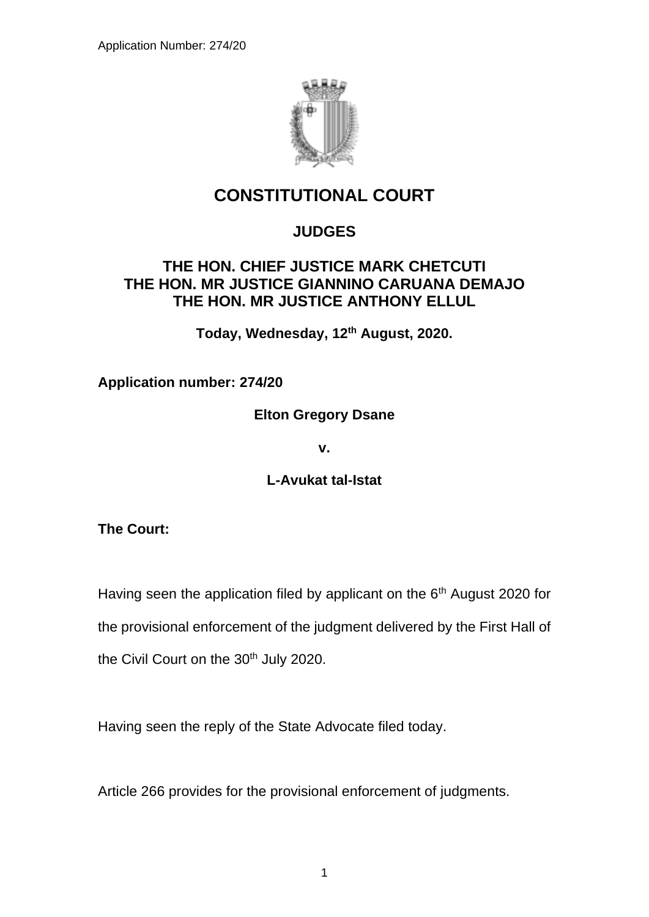# CONSTITUTIONAL COURT

## JUDGES

### THE HON. CHIEF JUSTICE MARK CHETCUTI
### THE HON. MR JUSTICE GIANNINO CARUANA DEMAJO
### THE HON. MR JUSTICE ANTHONY ELLUL

**Today, Wednesday, 12th August, 2020.**

**Application number: 274/20**

**Elton Gregory Dsane**

**v.**

**L-Avukat tal-Istat**

**The Court:**

Having seen the application filed by applicant on the 6th August 2020 for the provisional enforcement of the judgment delivered by the First Hall of the Civil Court on the 30th July 2020.

Having seen the reply of the State Advocate filed today.

Article 266 provides for the provisional enforcement of judgments.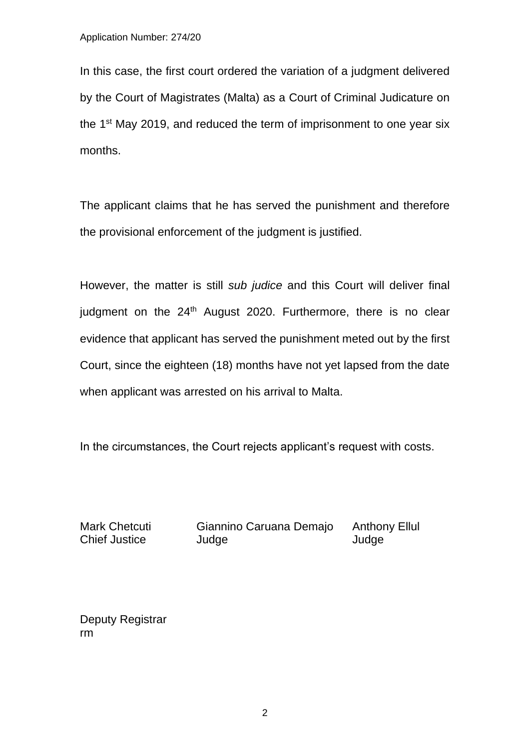In this case, the first court ordered the variation of a judgment delivered by the Court of Magistrates (Malta) as a Court of Criminal Judicature on the 1st May 2019, and reduced the term of imprisonment to one year six months.

The applicant claims that he has served the punishment and therefore the provisional enforcement of the judgment is justified.

However, the matter is still *sub judice* and this Court will deliver final judgment on the 24th August 2020. Furthermore, there is no clear evidence that applicant has served the punishment meted out by the first Court, since the eighteen (18) months have not yet lapsed from the date when applicant was arrested on his arrival to Malta.

In the circumstances, the Court rejects applicant's request with costs.

| | | |
|---|---|---|
| Mark Chetcuti<br>Chief Justice | Giannino Caruana Demajo<br>Judge | Anthony Ellul<br>Judge |

Deputy Registrar
rm